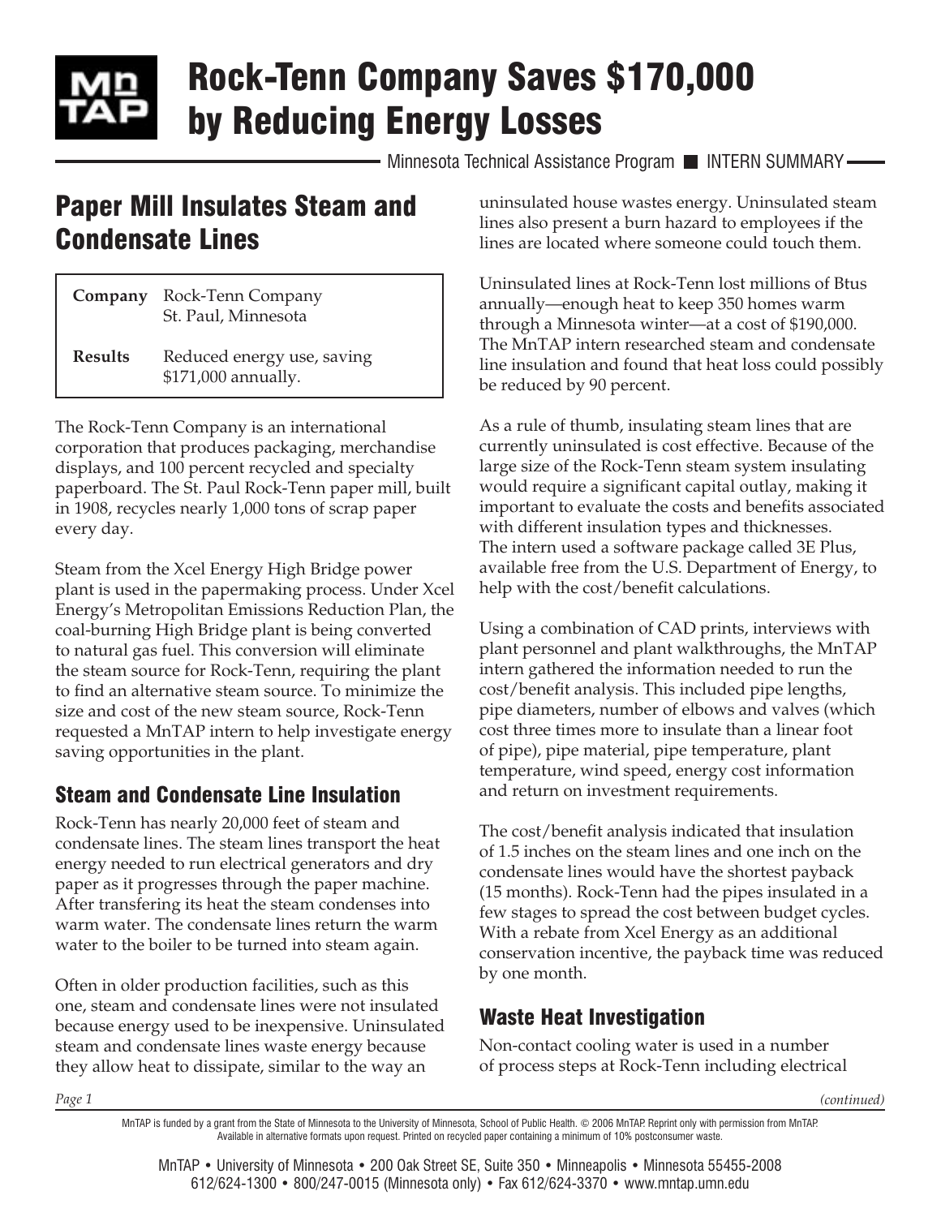# Rock-Tenn Company Saves $170,000 by Reducing Energy Losses

Minnesota Technical Assistance Program ■ INTERN SUMMARY

## Paper Mill Insulates Steam and Condensate Lines

| | |
|---|---|
| **Company** | Rock-Tenn Company St. Paul, Minnesota |
| **Results** | Reduced energy use, saving $171,000 annually. |

The Rock-Tenn Company is an international corporation that produces packaging, merchandise displays, and 100 percent recycled and specialty paperboard. The St. Paul Rock-Tenn paper mill, built in 1908, recycles nearly 1,000 tons of scrap paper every day.

Steam from the Xcel Energy High Bridge power plant is used in the papermaking process. Under Xcel Energy's Metropolitan Emissions Reduction Plan, the coal-burning High Bridge plant is being converted to natural gas fuel. This conversion will eliminate the steam source for Rock-Tenn, requiring the plant to find an alternative steam source. To minimize the size and cost of the new steam source, Rock-Tenn requested a MnTAP intern to help investigate energy saving opportunities in the plant.

### Steam and Condensate Line Insulation

Rock-Tenn has nearly 20,000 feet of steam and condensate lines. The steam lines transport the heat energy needed to run electrical generators and dry paper as it progresses through the paper machine. After transfering its heat the steam condenses into warm water. The condensate lines return the warm water to the boiler to be turned into steam again.

Often in older production facilities, such as this one, steam and condensate lines were not insulated because energy used to be inexpensive. Uninsulated steam and condensate lines waste energy because they allow heat to dissipate, similar to the way an uninsulated house wastes energy. Uninsulated steam lines also present a burn hazard to employees if the lines are located where someone could touch them.

Uninsulated lines at Rock-Tenn lost millions of Btus annually—enough heat to keep 350 homes warm through a Minnesota winter—at a cost of $190,000. The MnTAP intern researched steam and condensate line insulation and found that heat loss could possibly be reduced by 90 percent.

As a rule of thumb, insulating steam lines that are currently uninsulated is cost effective. Because of the large size of the Rock-Tenn steam system insulating would require a significant capital outlay, making it important to evaluate the costs and benefits associated with different insulation types and thicknesses. The intern used a software package called 3E Plus, available free from the U.S. Department of Energy, to help with the cost/benefit calculations.

Using a combination of CAD prints, interviews with plant personnel and plant walkthroughs, the MnTAP intern gathered the information needed to run the cost/benefit analysis. This included pipe lengths, pipe diameters, number of elbows and valves (which cost three times more to insulate than a linear foot of pipe), pipe material, pipe temperature, plant temperature, wind speed, energy cost information and return on investment requirements.

The cost/benefit analysis indicated that insulation of 1.5 inches on the steam lines and one inch on the condensate lines would have the shortest payback (15 months). Rock-Tenn had the pipes insulated in a few stages to spread the cost between budget cycles. With a rebate from Xcel Energy as an additional conservation incentive, the payback time was reduced by one month.

### Waste Heat Investigation

Non-contact cooling water is used in a number of process steps at Rock-Tenn including electrical

*(continued)*

MnTAP is funded by a grant from the State of Minnesota to the University of Minnesota, School of Public Health. © 2006 MnTAP. Reprint only with permission from MnTAP. Available in alternative formats upon request. Printed on recycled paper containing a minimum of 10% postconsumer waste.

MnTAP • University of Minnesota • 200 Oak Street SE, Suite 350 • Minneapolis • Minnesota 55455-2008
612/624-1300 • 800/247-0015 (Minnesota only) • Fax 612/624-3370 • www.mntap.umn.edu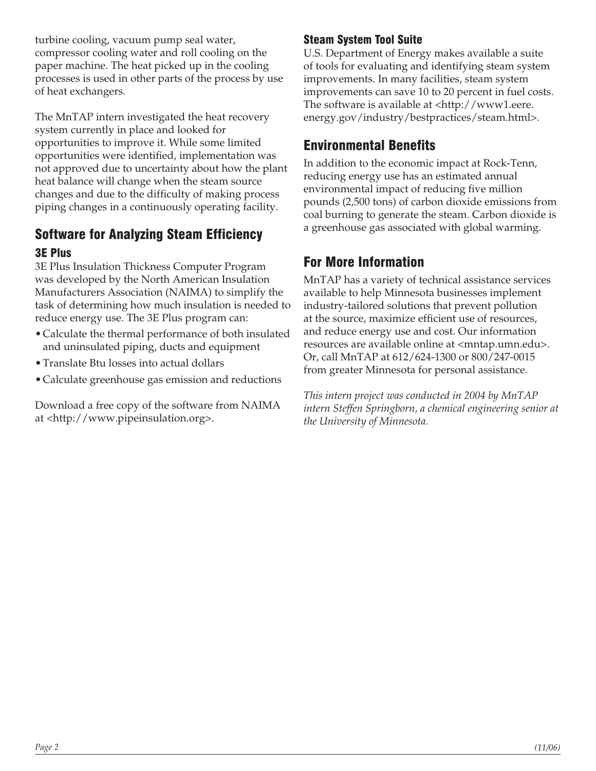turbine cooling, vacuum pump seal water, compressor cooling water and roll cooling on the paper machine. The heat picked up in the cooling processes is used in other parts of the process by use of heat exchangers.

The MnTAP intern investigated the heat recovery system currently in place and looked for opportunities to improve it. While some limited opportunities were identified, implementation was not approved due to uncertainty about how the plant heat balance will change when the steam source changes and due to the difficulty of making process piping changes in a continuously operating facility.

## Software for Analyzing Steam Efficiency

### 3E Plus

3E Plus Insulation Thickness Computer Program was developed by the North American Insulation Manufacturers Association (NAIMA) to simplify the task of determining how much insulation is needed to reduce energy use. The 3E Plus program can:

- Calculate the thermal performance of both insulated and uninsulated piping, ducts and equipment
- Translate Btu losses into actual dollars
- Calculate greenhouse gas emission and reductions

Download a free copy of the software from NAIMA at <http://www.pipeinsulation.org>.

### Steam System Tool Suite

U.S. Department of Energy makes available a suite of tools for evaluating and identifying steam system improvements. In many facilities, steam system improvements can save 10 to 20 percent in fuel costs. The software is available at <http://www1.eere.energy.gov/industry/bestpractices/steam.html>.

## Environmental Benefits

In addition to the economic impact at Rock-Tenn, reducing energy use has an estimated annual environmental impact of reducing five million pounds (2,500 tons) of carbon dioxide emissions from coal burning to generate the steam. Carbon dioxide is a greenhouse gas associated with global warming.

## For More Information

MnTAP has a variety of technical assistance services available to help Minnesota businesses implement industry-tailored solutions that prevent pollution at the source, maximize efficient use of resources, and reduce energy use and cost. Our information resources are available online at <mntap.umn.edu>. Or, call MnTAP at 612/624-1300 or 800/247-0015 from greater Minnesota for personal assistance.

*This intern project was conducted in 2004 by MnTAP intern Steffen Springborn, a chemical engineering senior at the University of Minnesota.*